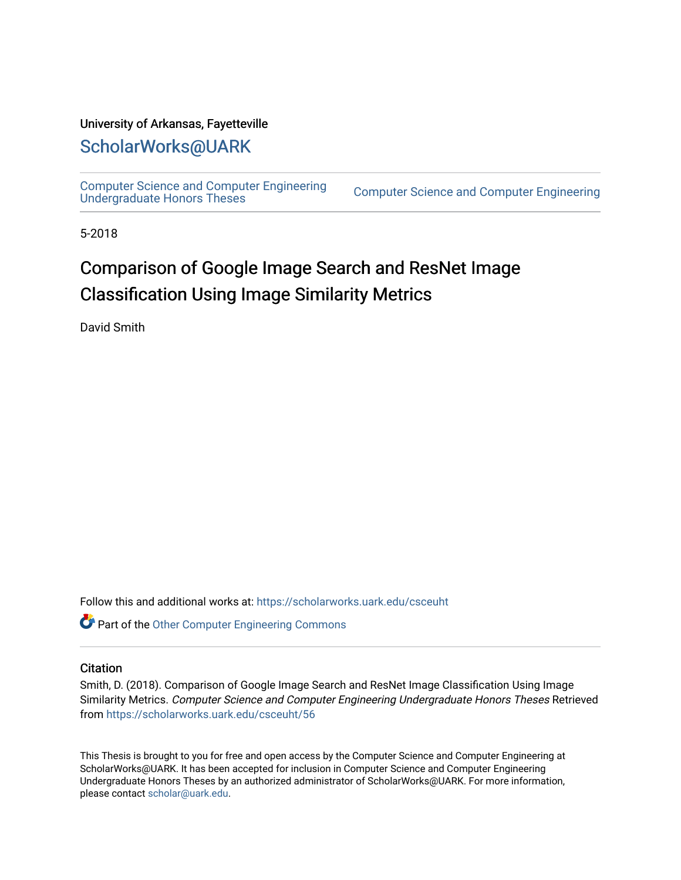University of Arkansas, Fayetteville

# ScholarWorks@UARK

Computer Science and Computer Engineering Undergraduate Honors Theses | Computer Science and Computer Engineering

5-2018

# Comparison of Google Image Search and ResNet Image Classification Using Image Similarity Metrics

David Smith

Follow this and additional works at: https://scholarworks.uark.edu/csceuht

Part of the Other Computer Engineering Commons

## Citation

Smith, D. (2018). Comparison of Google Image Search and ResNet Image Classification Using Image Similarity Metrics. *Computer Science and Computer Engineering Undergraduate Honors Theses* Retrieved from https://scholarworks.uark.edu/csceuht/56

This Thesis is brought to you for free and open access by the Computer Science and Computer Engineering at ScholarWorks@UARK. It has been accepted for inclusion in Computer Science and Computer Engineering Undergraduate Honors Theses by an authorized administrator of ScholarWorks@UARK. For more information, please contact scholar@uark.edu.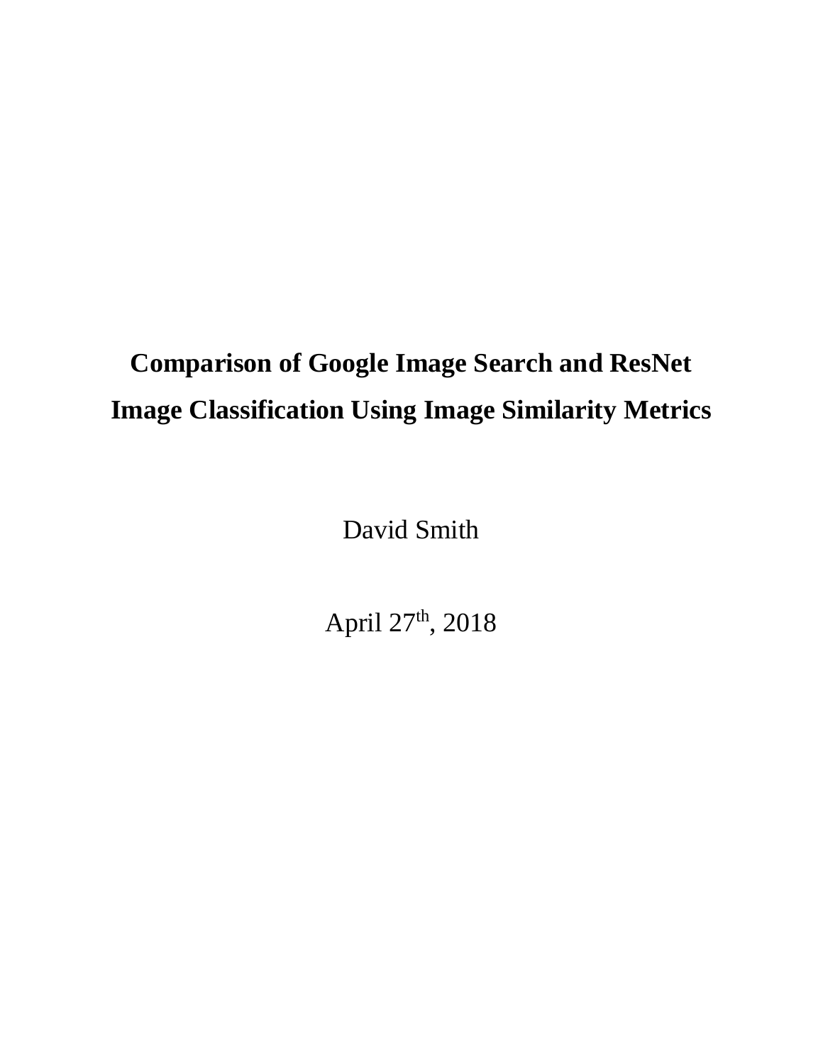# Comparison of Google Image Search and ResNet Image Classification Using Image Similarity Metrics

David Smith

April 27th, 2018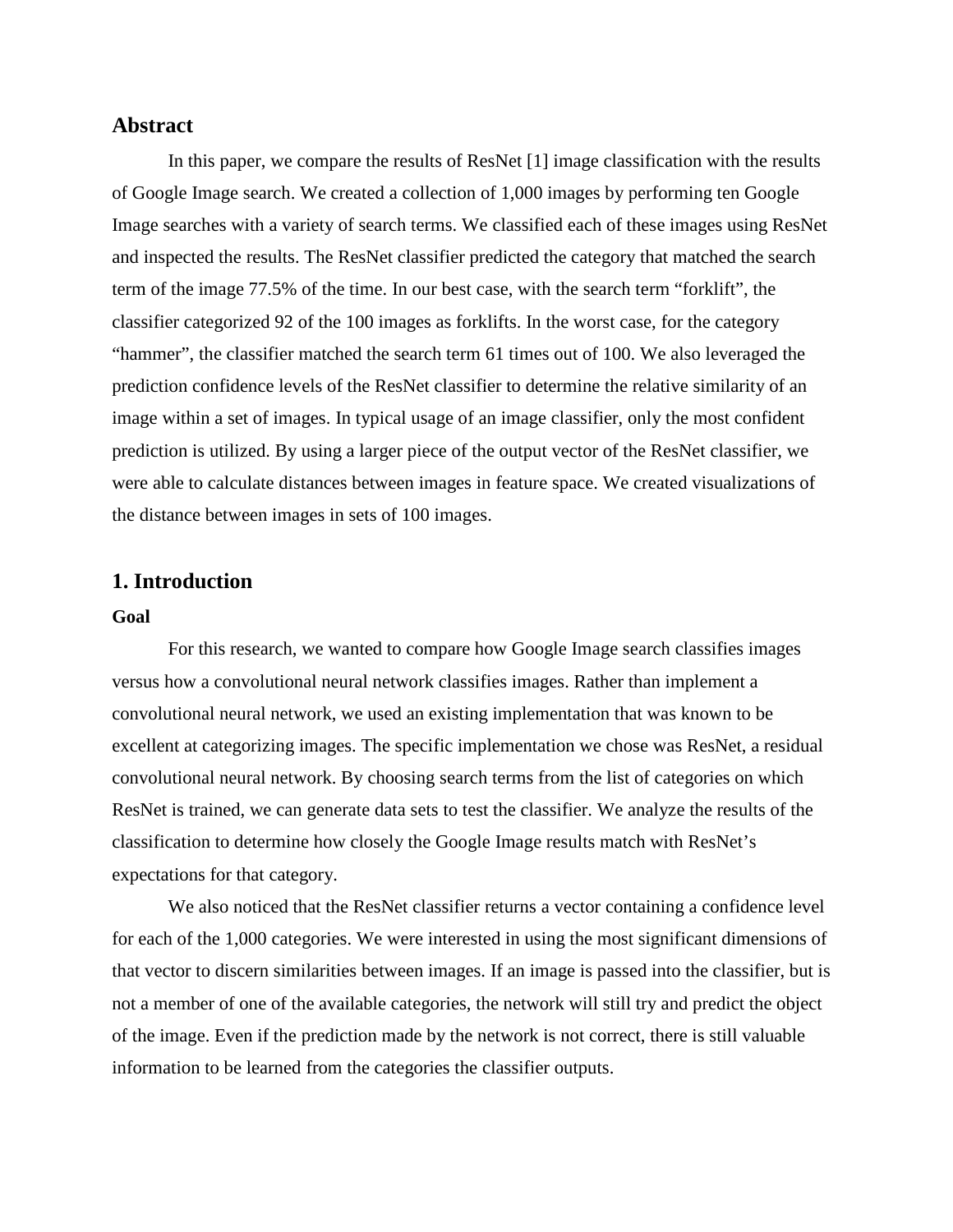## Abstract

In this paper, we compare the results of ResNet [1] image classification with the results of Google Image search. We created a collection of 1,000 images by performing ten Google Image searches with a variety of search terms. We classified each of these images using ResNet and inspected the results. The ResNet classifier predicted the category that matched the search term of the image 77.5% of the time. In our best case, with the search term "forklift", the classifier categorized 92 of the 100 images as forklifts. In the worst case, for the category "hammer", the classifier matched the search term 61 times out of 100. We also leveraged the prediction confidence levels of the ResNet classifier to determine the relative similarity of an image within a set of images. In typical usage of an image classifier, only the most confident prediction is utilized. By using a larger piece of the output vector of the ResNet classifier, we were able to calculate distances between images in feature space. We created visualizations of the distance between images in sets of 100 images.

## 1. Introduction

### Goal

For this research, we wanted to compare how Google Image search classifies images versus how a convolutional neural network classifies images. Rather than implement a convolutional neural network, we used an existing implementation that was known to be excellent at categorizing images. The specific implementation we chose was ResNet, a residual convolutional neural network. By choosing search terms from the list of categories on which ResNet is trained, we can generate data sets to test the classifier. We analyze the results of the classification to determine how closely the Google Image results match with ResNet's expectations for that category.

We also noticed that the ResNet classifier returns a vector containing a confidence level for each of the 1,000 categories. We were interested in using the most significant dimensions of that vector to discern similarities between images. If an image is passed into the classifier, but is not a member of one of the available categories, the network will still try and predict the object of the image. Even if the prediction made by the network is not correct, there is still valuable information to be learned from the categories the classifier outputs.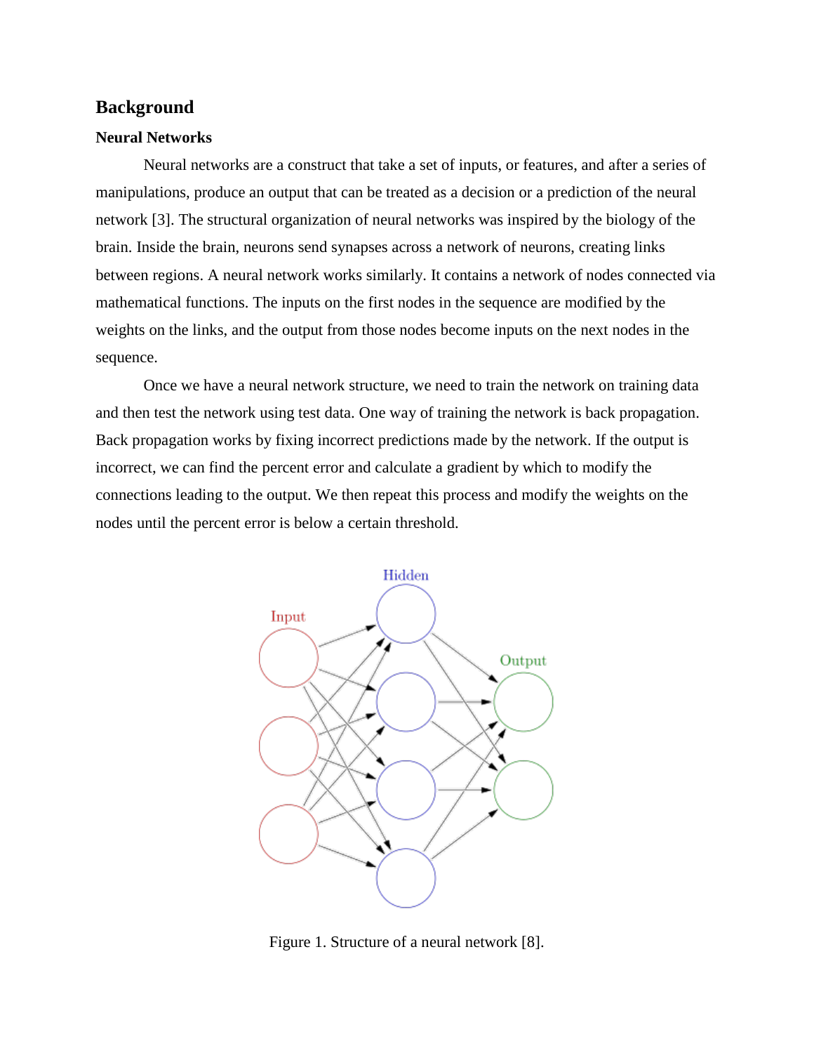## Background

### Neural Networks

Neural networks are a construct that take a set of inputs, or features, and after a series of manipulations, produce an output that can be treated as a decision or a prediction of the neural network [3]. The structural organization of neural networks was inspired by the biology of the brain. Inside the brain, neurons send synapses across a network of neurons, creating links between regions. A neural network works similarly. It contains a network of nodes connected via mathematical functions. The inputs on the first nodes in the sequence are modified by the weights on the links, and the output from those nodes become inputs on the next nodes in the sequence.

Once we have a neural network structure, we need to train the network on training data and then test the network using test data. One way of training the network is back propagation. Back propagation works by fixing incorrect predictions made by the network. If the output is incorrect, we can find the percent error and calculate a gradient by which to modify the connections leading to the output. We then repeat this process and modify the weights on the nodes until the percent error is below a certain threshold.

Figure 1. Structure of a neural network [8].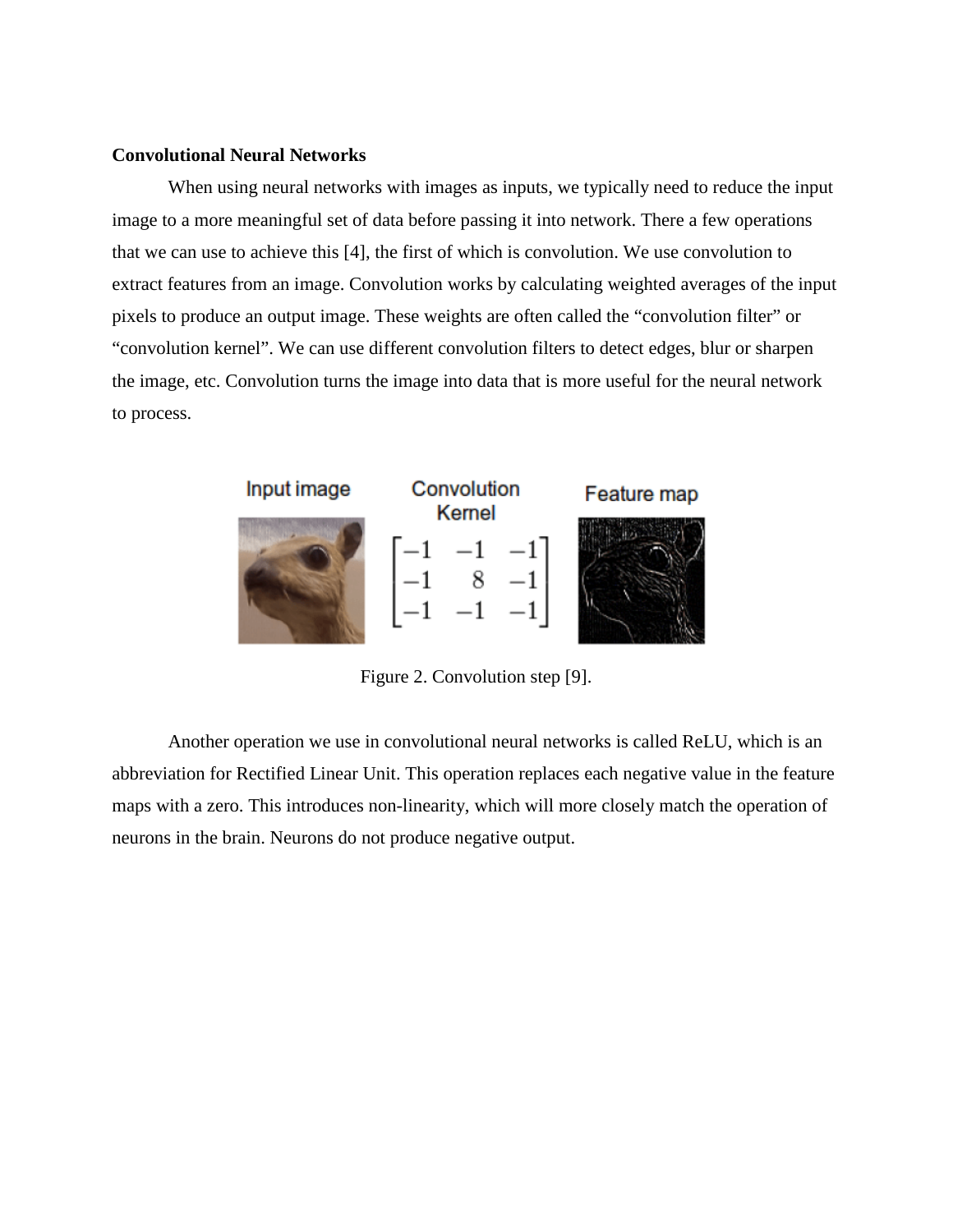**Convolutional Neural Networks**

When using neural networks with images as inputs, we typically need to reduce the input image to a more meaningful set of data before passing it into network. There a few operations that we can use to achieve this [4], the first of which is convolution. We use convolution to extract features from an image. Convolution works by calculating weighted averages of the input pixels to produce an output image. These weights are often called the “convolution filter” or “convolution kernel”. We can use different convolution filters to detect edges, blur or sharpen the image, etc. Convolution turns the image into data that is more useful for the neural network to process.

Input image

Convolution Kernel

$$\begin{bmatrix} -1 & -1 & -1 \\ -1 & 8 & -1 \\ -1 & -1 & -1 \end{bmatrix}$$

Feature map

Figure 2. Convolution step [9].

Another operation we use in convolutional neural networks is called ReLU, which is an abbreviation for Rectified Linear Unit. This operation replaces each negative value in the feature maps with a zero. This introduces non-linearity, which will more closely match the operation of neurons in the brain. Neurons do not produce negative output.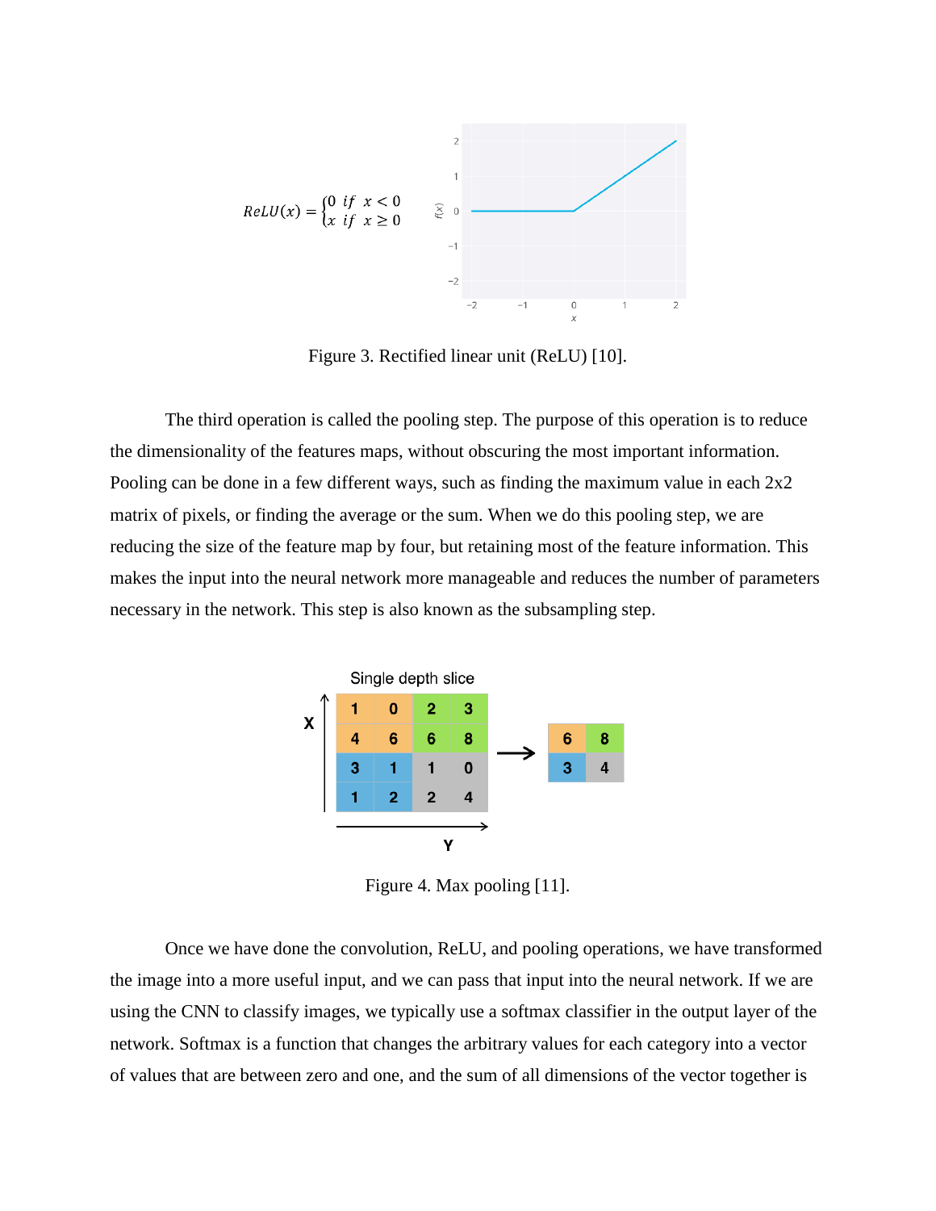$$ReLU(x) = \begin{cases} 0 \;\; if \;\; x < 0 \\ x \;\; if \;\; x \geq 0 \end{cases}$$

Figure 3. Rectified linear unit (ReLU) [10].

The third operation is called the pooling step. The purpose of this operation is to reduce the dimensionality of the features maps, without obscuring the most important information. Pooling can be done in a few different ways, such as finding the maximum value in each 2x2 matrix of pixels, or finding the average or the sum. When we do this pooling step, we are reducing the size of the feature map by four, but retaining most of the feature information. This makes the input into the neural network more manageable and reduces the number of parameters necessary in the network. This step is also known as the subsampling step.

Figure 4. Max pooling [11].

Once we have done the convolution, ReLU, and pooling operations, we have transformed the image into a more useful input, and we can pass that input into the neural network. If we are using the CNN to classify images, we typically use a softmax classifier in the output layer of the network. Softmax is a function that changes the arbitrary values for each category into a vector of values that are between zero and one, and the sum of all dimensions of the vector together is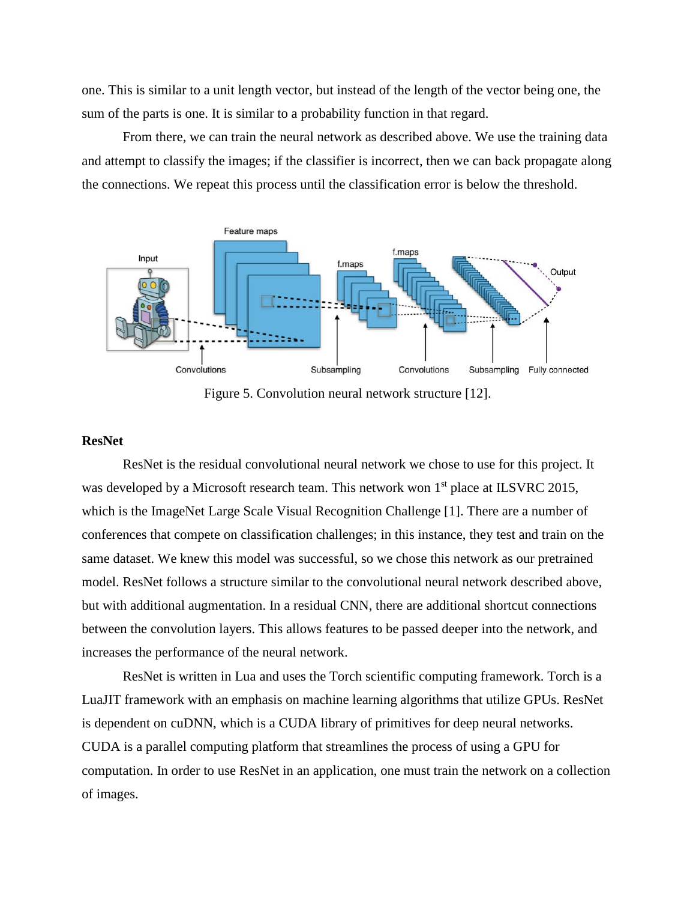one. This is similar to a unit length vector, but instead of the length of the vector being one, the sum of the parts is one. It is similar to a probability function in that regard.

From there, we can train the neural network as described above. We use the training data and attempt to classify the images; if the classifier is incorrect, then we can back propagate along the connections. We repeat this process until the classification error is below the threshold.

Figure 5. Convolution neural network structure [12].

### ResNet

ResNet is the residual convolutional neural network we chose to use for this project. It was developed by a Microsoft research team. This network won 1st place at ILSVRC 2015, which is the ImageNet Large Scale Visual Recognition Challenge [1]. There are a number of conferences that compete on classification challenges; in this instance, they test and train on the same dataset. We knew this model was successful, so we chose this network as our pretrained model. ResNet follows a structure similar to the convolutional neural network described above, but with additional augmentation. In a residual CNN, there are additional shortcut connections between the convolution layers. This allows features to be passed deeper into the network, and increases the performance of the neural network.

ResNet is written in Lua and uses the Torch scientific computing framework. Torch is a LuaJIT framework with an emphasis on machine learning algorithms that utilize GPUs. ResNet is dependent on cuDNN, which is a CUDA library of primitives for deep neural networks. CUDA is a parallel computing platform that streamlines the process of using a GPU for computation. In order to use ResNet in an application, one must train the network on a collection of images.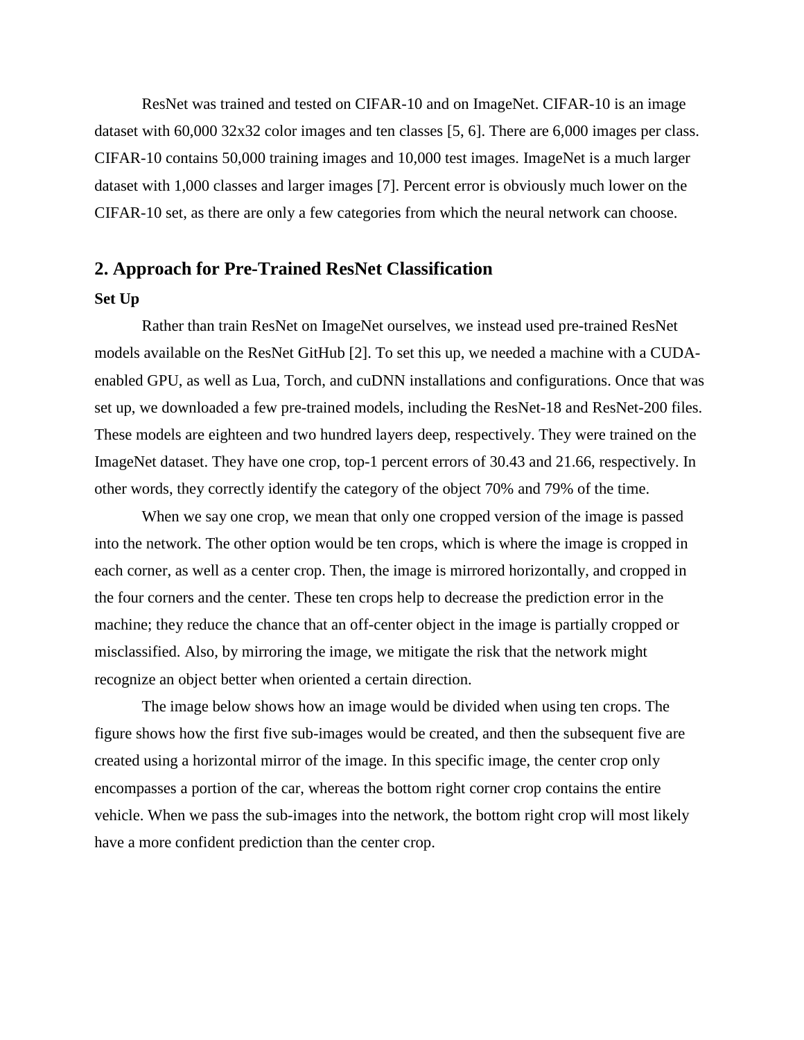ResNet was trained and tested on CIFAR-10 and on ImageNet. CIFAR-10 is an image dataset with 60,000 32x32 color images and ten classes [5, 6]. There are 6,000 images per class. CIFAR-10 contains 50,000 training images and 10,000 test images. ImageNet is a much larger dataset with 1,000 classes and larger images [7]. Percent error is obviously much lower on the CIFAR-10 set, as there are only a few categories from which the neural network can choose.

## 2. Approach for Pre-Trained ResNet Classification

**Set Up**

Rather than train ResNet on ImageNet ourselves, we instead used pre-trained ResNet models available on the ResNet GitHub [2]. To set this up, we needed a machine with a CUDA-enabled GPU, as well as Lua, Torch, and cuDNN installations and configurations. Once that was set up, we downloaded a few pre-trained models, including the ResNet-18 and ResNet-200 files. These models are eighteen and two hundred layers deep, respectively. They were trained on the ImageNet dataset. They have one crop, top-1 percent errors of 30.43 and 21.66, respectively. In other words, they correctly identify the category of the object 70% and 79% of the time.

When we say one crop, we mean that only one cropped version of the image is passed into the network. The other option would be ten crops, which is where the image is cropped in each corner, as well as a center crop. Then, the image is mirrored horizontally, and cropped in the four corners and the center. These ten crops help to decrease the prediction error in the machine; they reduce the chance that an off-center object in the image is partially cropped or misclassified. Also, by mirroring the image, we mitigate the risk that the network might recognize an object better when oriented a certain direction.

The image below shows how an image would be divided when using ten crops. The figure shows how the first five sub-images would be created, and then the subsequent five are created using a horizontal mirror of the image. In this specific image, the center crop only encompasses a portion of the car, whereas the bottom right corner crop contains the entire vehicle. When we pass the sub-images into the network, the bottom right crop will most likely have a more confident prediction than the center crop.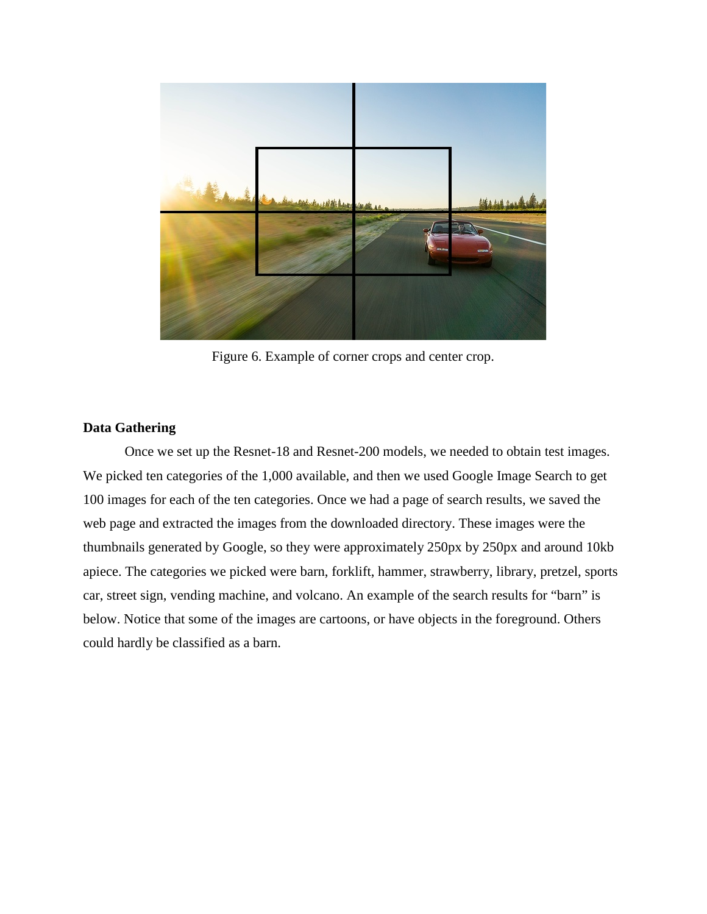Figure 6. Example of corner crops and center crop.

**Data Gathering**

Once we set up the Resnet-18 and Resnet-200 models, we needed to obtain test images. We picked ten categories of the 1,000 available, and then we used Google Image Search to get 100 images for each of the ten categories. Once we had a page of search results, we saved the web page and extracted the images from the downloaded directory. These images were the thumbnails generated by Google, so they were approximately 250px by 250px and around 10kb apiece. The categories we picked were barn, forklift, hammer, strawberry, library, pretzel, sports car, street sign, vending machine, and volcano. An example of the search results for "barn" is below. Notice that some of the images are cartoons, or have objects in the foreground. Others could hardly be classified as a barn.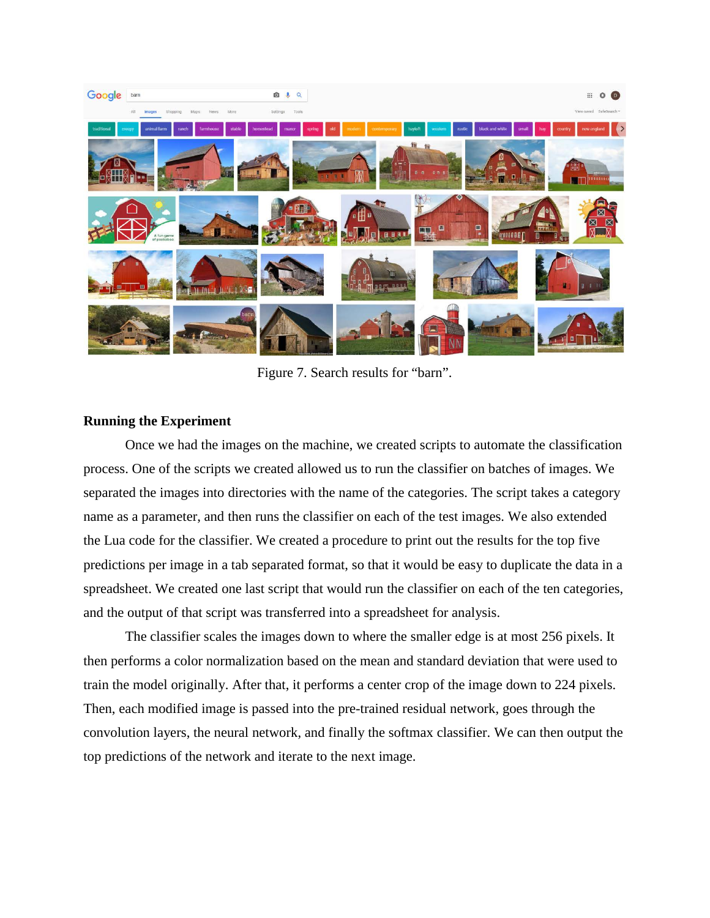Figure 7. Search results for “barn”.

**Running the Experiment**

Once we had the images on the machine, we created scripts to automate the classification process. One of the scripts we created allowed us to run the classifier on batches of images. We separated the images into directories with the name of the categories. The script takes a category name as a parameter, and then runs the classifier on each of the test images. We also extended the Lua code for the classifier. We created a procedure to print out the results for the top five predictions per image in a tab separated format, so that it would be easy to duplicate the data in a spreadsheet. We created one last script that would run the classifier on each of the ten categories, and the output of that script was transferred into a spreadsheet for analysis.

The classifier scales the images down to where the smaller edge is at most 256 pixels. It then performs a color normalization based on the mean and standard deviation that were used to train the model originally. After that, it performs a center crop of the image down to 224 pixels. Then, each modified image is passed into the pre-trained residual network, goes through the convolution layers, the neural network, and finally the softmax classifier. We can then output the top predictions of the network and iterate to the next image.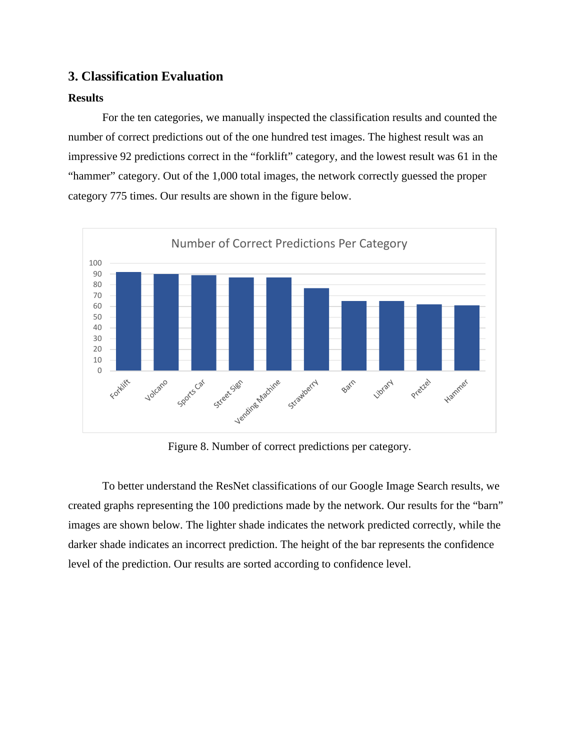## 3. Classification Evaluation

### Results

For the ten categories, we manually inspected the classification results and counted the number of correct predictions out of the one hundred test images. The highest result was an impressive 92 predictions correct in the "forklift" category, and the lowest result was 61 in the "hammer" category. Out of the 1,000 total images, the network correctly guessed the proper category 775 times. Our results are shown in the figure below.

Figure 8. Number of correct predictions per category.

To better understand the ResNet classifications of our Google Image Search results, we created graphs representing the 100 predictions made by the network. Our results for the "barn" images are shown below. The lighter shade indicates the network predicted correctly, while the darker shade indicates an incorrect prediction. The height of the bar represents the confidence level of the prediction. Our results are sorted according to confidence level.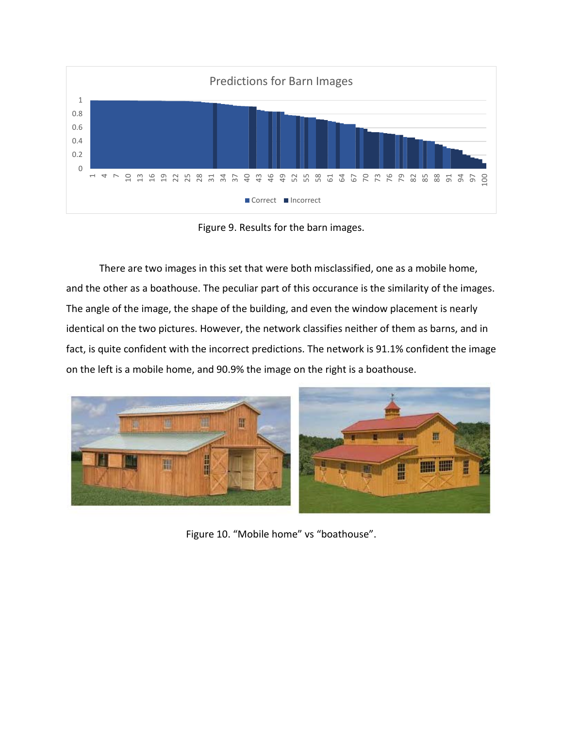Figure 9. Results for the barn images.

There are two images in this set that were both misclassified, one as a mobile home, and the other as a boathouse. The peculiar part of this occurance is the similarity of the images. The angle of the image, the shape of the building, and even the window placement is nearly identical on the two pictures. However, the network classifies neither of them as barns, and in fact, is quite confident with the incorrect predictions. The network is 91.1% confident the image on the left is a mobile home, and 90.9% the image on the right is a boathouse.

Figure 10. “Mobile home” vs “boathouse”.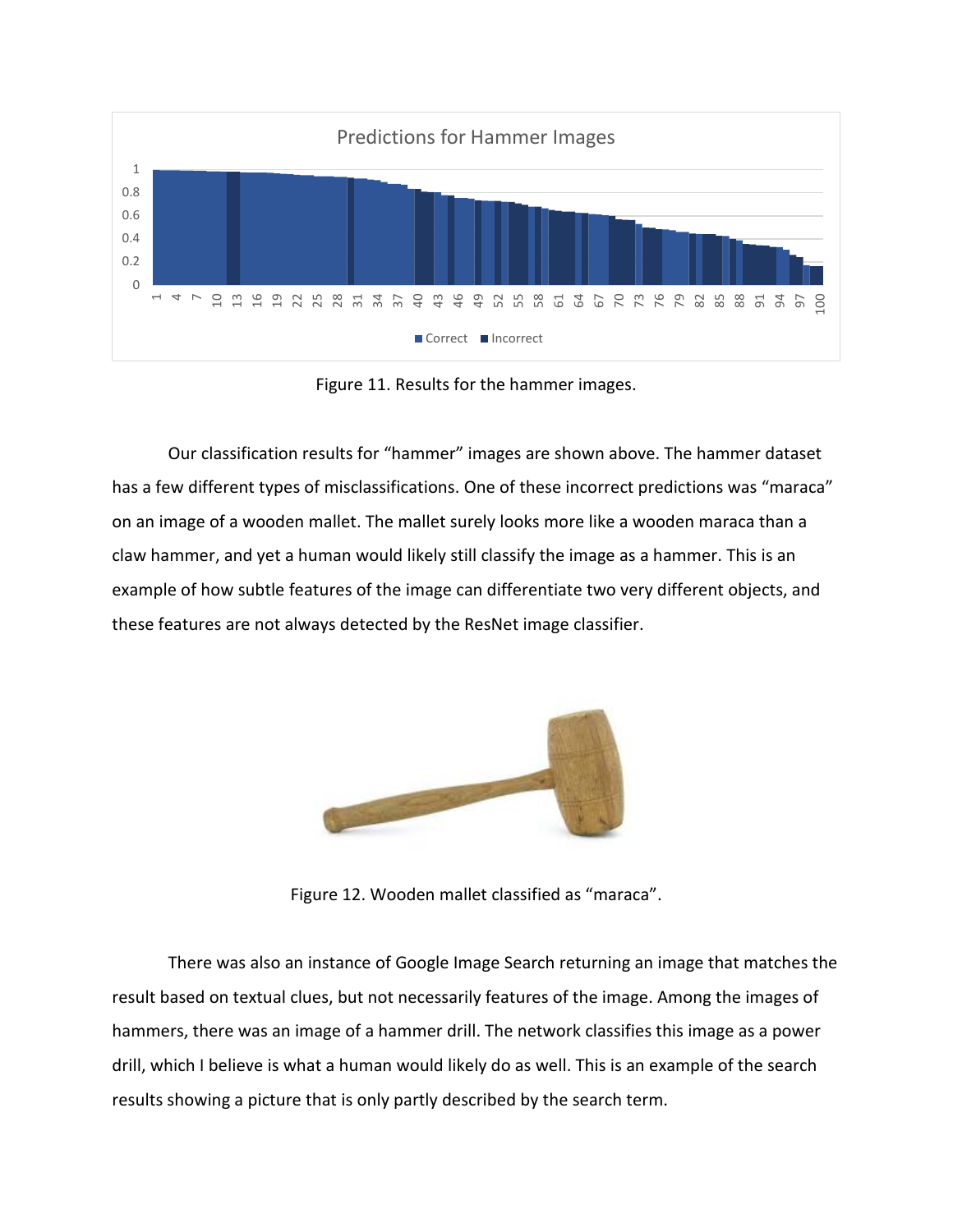Figure 11. Results for the hammer images.

Our classification results for "hammer" images are shown above. The hammer dataset has a few different types of misclassifications. One of these incorrect predictions was "maraca" on an image of a wooden mallet. The mallet surely looks more like a wooden maraca than a claw hammer, and yet a human would likely still classify the image as a hammer. This is an example of how subtle features of the image can differentiate two very different objects, and these features are not always detected by the ResNet image classifier.

Figure 12. Wooden mallet classified as "maraca".

There was also an instance of Google Image Search returning an image that matches the result based on textual clues, but not necessarily features of the image. Among the images of hammers, there was an image of a hammer drill. The network classifies this image as a power drill, which I believe is what a human would likely do as well. This is an example of the search results showing a picture that is only partly described by the search term.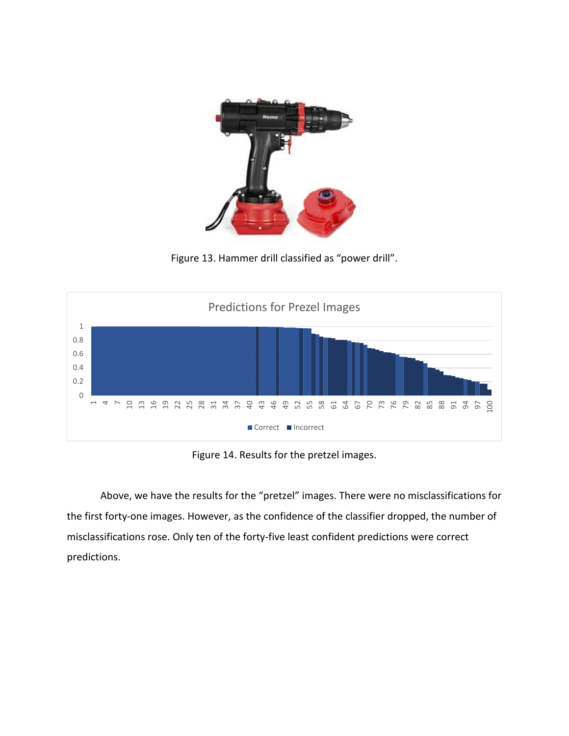Figure 13. Hammer drill classified as “power drill”.

Figure 14. Results for the pretzel images.

Above, we have the results for the “pretzel” images. There were no misclassifications for the first forty-one images. However, as the confidence of the classifier dropped, the number of misclassifications rose. Only ten of the forty-five least confident predictions were correct predictions.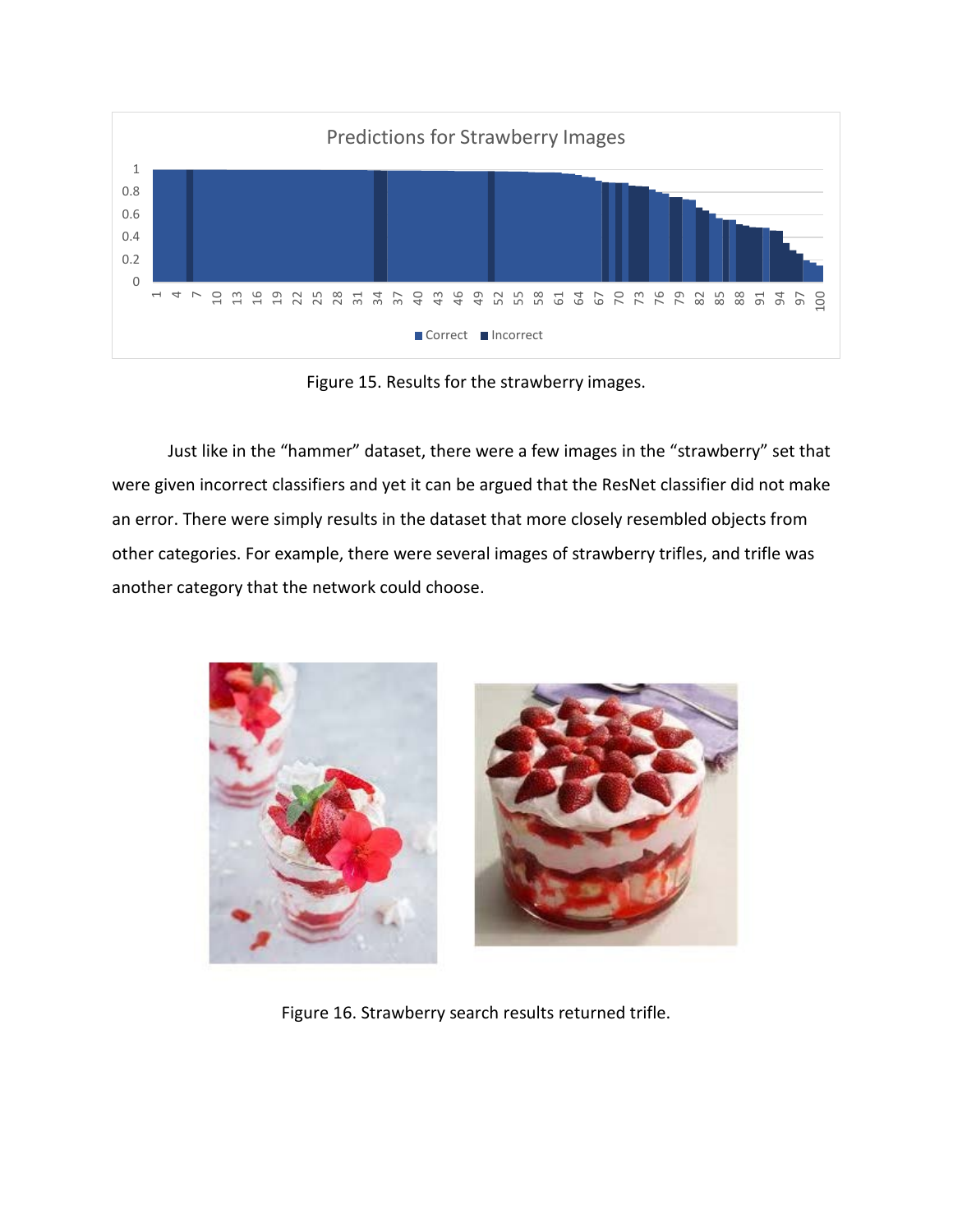Figure 15. Results for the strawberry images.

Just like in the "hammer" dataset, there were a few images in the "strawberry" set that were given incorrect classifiers and yet it can be argued that the ResNet classifier did not make an error. There were simply results in the dataset that more closely resembled objects from other categories. For example, there were several images of strawberry trifles, and trifle was another category that the network could choose.

Figure 16. Strawberry search results returned trifle.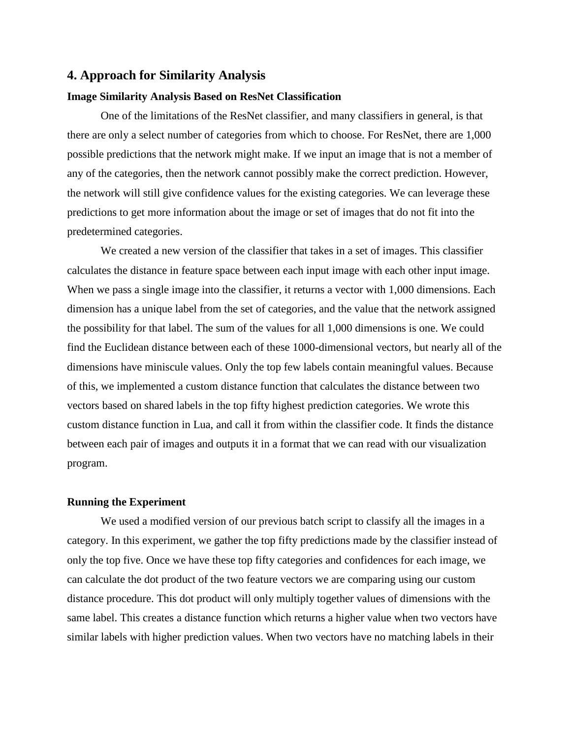## 4. Approach for Similarity Analysis

### Image Similarity Analysis Based on ResNet Classification

One of the limitations of the ResNet classifier, and many classifiers in general, is that there are only a select number of categories from which to choose. For ResNet, there are 1,000 possible predictions that the network might make. If we input an image that is not a member of any of the categories, then the network cannot possibly make the correct prediction. However, the network will still give confidence values for the existing categories. We can leverage these predictions to get more information about the image or set of images that do not fit into the predetermined categories.

We created a new version of the classifier that takes in a set of images. This classifier calculates the distance in feature space between each input image with each other input image. When we pass a single image into the classifier, it returns a vector with 1,000 dimensions. Each dimension has a unique label from the set of categories, and the value that the network assigned the possibility for that label. The sum of the values for all 1,000 dimensions is one. We could find the Euclidean distance between each of these 1000-dimensional vectors, but nearly all of the dimensions have miniscule values. Only the top few labels contain meaningful values. Because of this, we implemented a custom distance function that calculates the distance between two vectors based on shared labels in the top fifty highest prediction categories. We wrote this custom distance function in Lua, and call it from within the classifier code. It finds the distance between each pair of images and outputs it in a format that we can read with our visualization program.

### Running the Experiment

We used a modified version of our previous batch script to classify all the images in a category. In this experiment, we gather the top fifty predictions made by the classifier instead of only the top five. Once we have these top fifty categories and confidences for each image, we can calculate the dot product of the two feature vectors we are comparing using our custom distance procedure. This dot product will only multiply together values of dimensions with the same label. This creates a distance function which returns a higher value when two vectors have similar labels with higher prediction values. When two vectors have no matching labels in their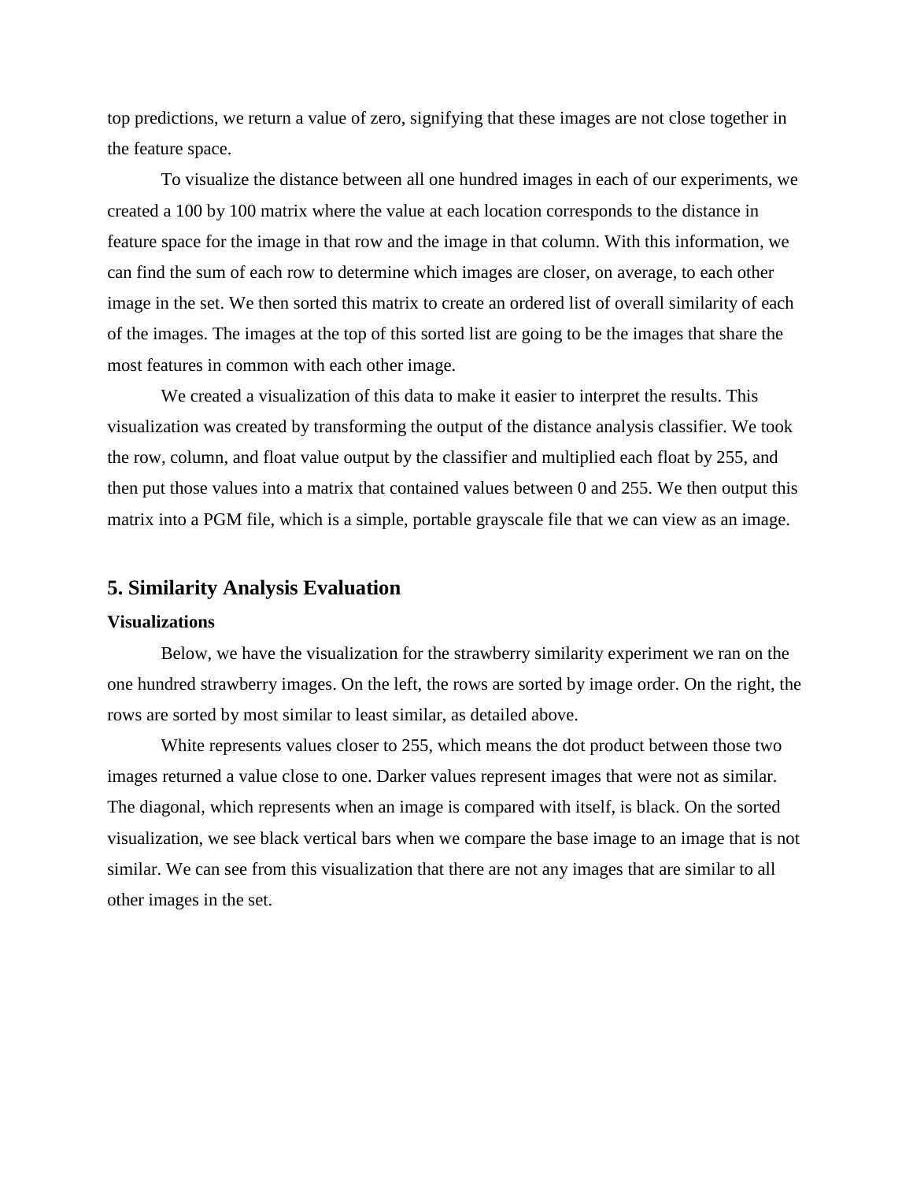top predictions, we return a value of zero, signifying that these images are not close together in the feature space.

To visualize the distance between all one hundred images in each of our experiments, we created a 100 by 100 matrix where the value at each location corresponds to the distance in feature space for the image in that row and the image in that column. With this information, we can find the sum of each row to determine which images are closer, on average, to each other image in the set. We then sorted this matrix to create an ordered list of overall similarity of each of the images. The images at the top of this sorted list are going to be the images that share the most features in common with each other image.

We created a visualization of this data to make it easier to interpret the results. This visualization was created by transforming the output of the distance analysis classifier. We took the row, column, and float value output by the classifier and multiplied each float by 255, and then put those values into a matrix that contained values between 0 and 255. We then output this matrix into a PGM file, which is a simple, portable grayscale file that we can view as an image.

## 5. Similarity Analysis Evaluation

### Visualizations

Below, we have the visualization for the strawberry similarity experiment we ran on the one hundred strawberry images. On the left, the rows are sorted by image order. On the right, the rows are sorted by most similar to least similar, as detailed above.

White represents values closer to 255, which means the dot product between those two images returned a value close to one. Darker values represent images that were not as similar. The diagonal, which represents when an image is compared with itself, is black. On the sorted visualization, we see black vertical bars when we compare the base image to an image that is not similar. We can see from this visualization that there are not any images that are similar to all other images in the set.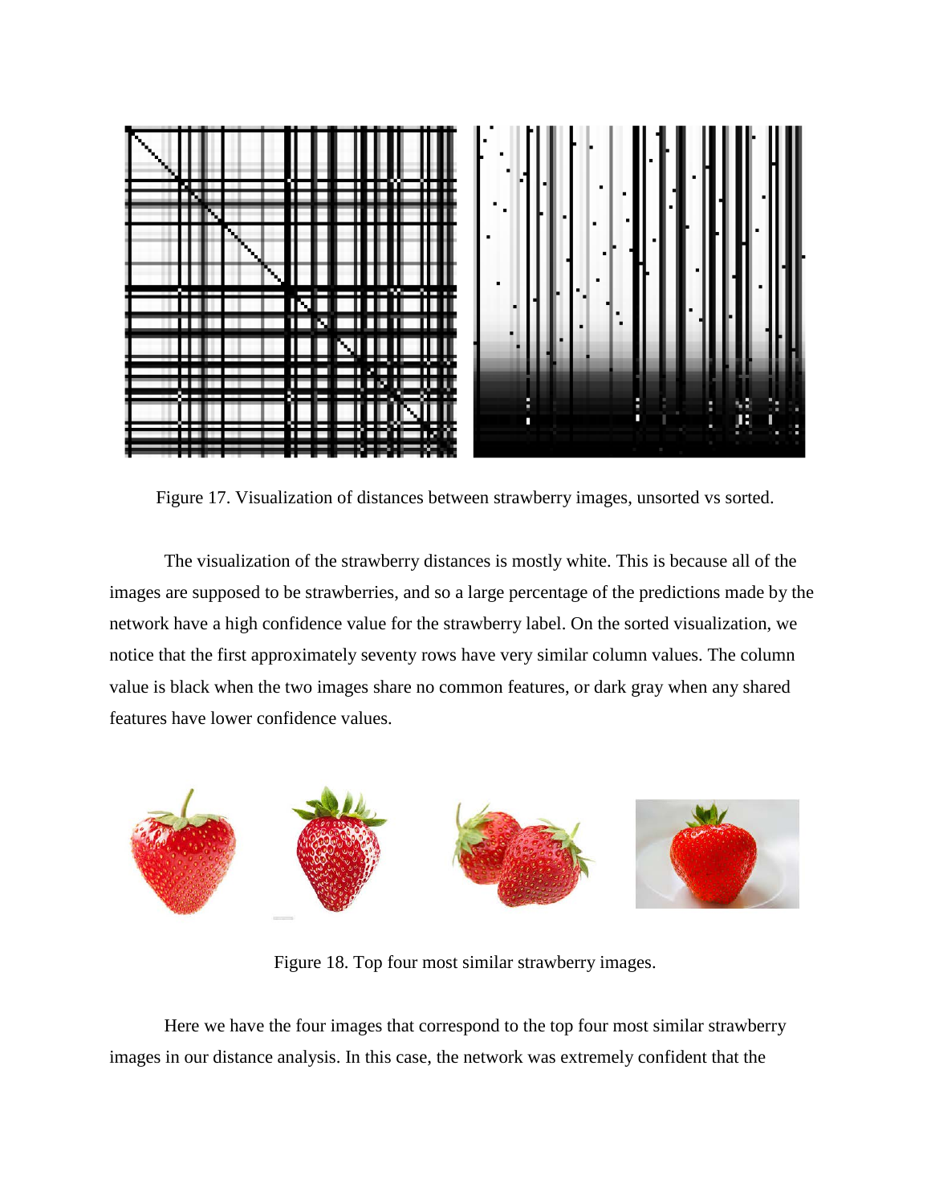Figure 17. Visualization of distances between strawberry images, unsorted vs sorted.

The visualization of the strawberry distances is mostly white. This is because all of the images are supposed to be strawberries, and so a large percentage of the predictions made by the network have a high confidence value for the strawberry label. On the sorted visualization, we notice that the first approximately seventy rows have very similar column values. The column value is black when the two images share no common features, or dark gray when any shared features have lower confidence values.

Figure 18. Top four most similar strawberry images.

Here we have the four images that correspond to the top four most similar strawberry images in our distance analysis. In this case, the network was extremely confident that the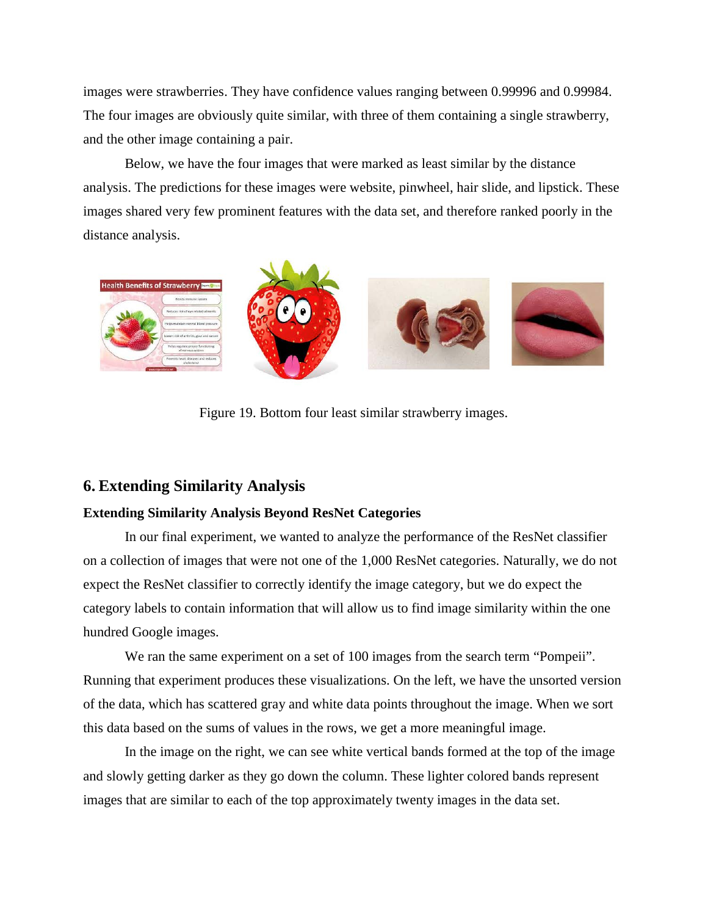images were strawberries. They have confidence values ranging between 0.99996 and 0.99984. The four images are obviously quite similar, with three of them containing a single strawberry, and the other image containing a pair.

Below, we have the four images that were marked as least similar by the distance analysis. The predictions for these images were website, pinwheel, hair slide, and lipstick. These images shared very few prominent features with the data set, and therefore ranked poorly in the distance analysis.

Figure 19. Bottom four least similar strawberry images.

## 6. Extending Similarity Analysis

### Extending Similarity Analysis Beyond ResNet Categories

In our final experiment, we wanted to analyze the performance of the ResNet classifier on a collection of images that were not one of the 1,000 ResNet categories. Naturally, we do not expect the ResNet classifier to correctly identify the image category, but we do expect the category labels to contain information that will allow us to find image similarity within the one hundred Google images.

We ran the same experiment on a set of 100 images from the search term "Pompeii". Running that experiment produces these visualizations. On the left, we have the unsorted version of the data, which has scattered gray and white data points throughout the image. When we sort this data based on the sums of values in the rows, we get a more meaningful image.

In the image on the right, we can see white vertical bands formed at the top of the image and slowly getting darker as they go down the column. These lighter colored bands represent images that are similar to each of the top approximately twenty images in the data set.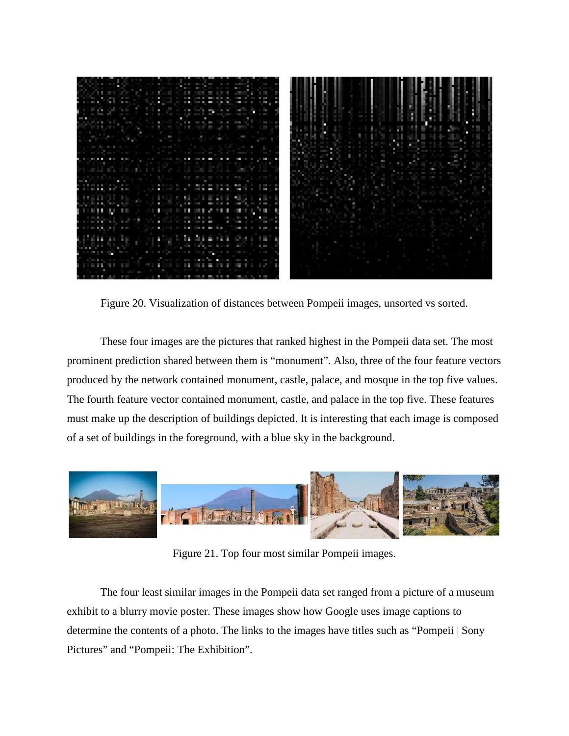Figure 20. Visualization of distances between Pompeii images, unsorted vs sorted.

These four images are the pictures that ranked highest in the Pompeii data set. The most prominent prediction shared between them is “monument”. Also, three of the four feature vectors produced by the network contained monument, castle, palace, and mosque in the top five values. The fourth feature vector contained monument, castle, and palace in the top five. These features must make up the description of buildings depicted. It is interesting that each image is composed of a set of buildings in the foreground, with a blue sky in the background.

Figure 21. Top four most similar Pompeii images.

The four least similar images in the Pompeii data set ranged from a picture of a museum exhibit to a blurry movie poster. These images show how Google uses image captions to determine the contents of a photo. The links to the images have titles such as “Pompeii | Sony Pictures” and “Pompeii: The Exhibition”.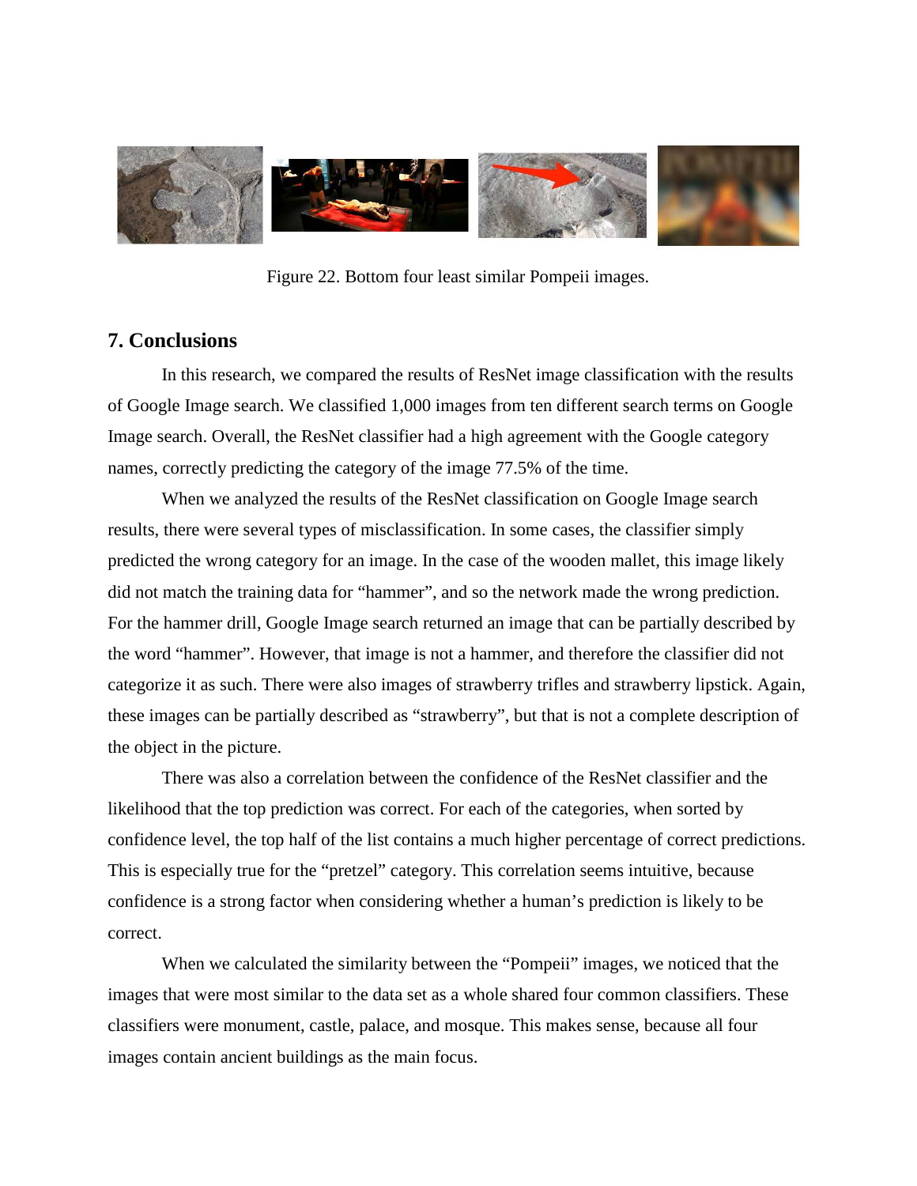Figure 22. Bottom four least similar Pompeii images.

## 7. Conclusions

In this research, we compared the results of ResNet image classification with the results of Google Image search. We classified 1,000 images from ten different search terms on Google Image search. Overall, the ResNet classifier had a high agreement with the Google category names, correctly predicting the category of the image 77.5% of the time.

When we analyzed the results of the ResNet classification on Google Image search results, there were several types of misclassification. In some cases, the classifier simply predicted the wrong category for an image. In the case of the wooden mallet, this image likely did not match the training data for "hammer", and so the network made the wrong prediction. For the hammer drill, Google Image search returned an image that can be partially described by the word "hammer". However, that image is not a hammer, and therefore the classifier did not categorize it as such. There were also images of strawberry trifles and strawberry lipstick. Again, these images can be partially described as "strawberry", but that is not a complete description of the object in the picture.

There was also a correlation between the confidence of the ResNet classifier and the likelihood that the top prediction was correct. For each of the categories, when sorted by confidence level, the top half of the list contains a much higher percentage of correct predictions. This is especially true for the "pretzel" category. This correlation seems intuitive, because confidence is a strong factor when considering whether a human's prediction is likely to be correct.

When we calculated the similarity between the "Pompeii" images, we noticed that the images that were most similar to the data set as a whole shared four common classifiers. These classifiers were monument, castle, palace, and mosque. This makes sense, because all four images contain ancient buildings as the main focus.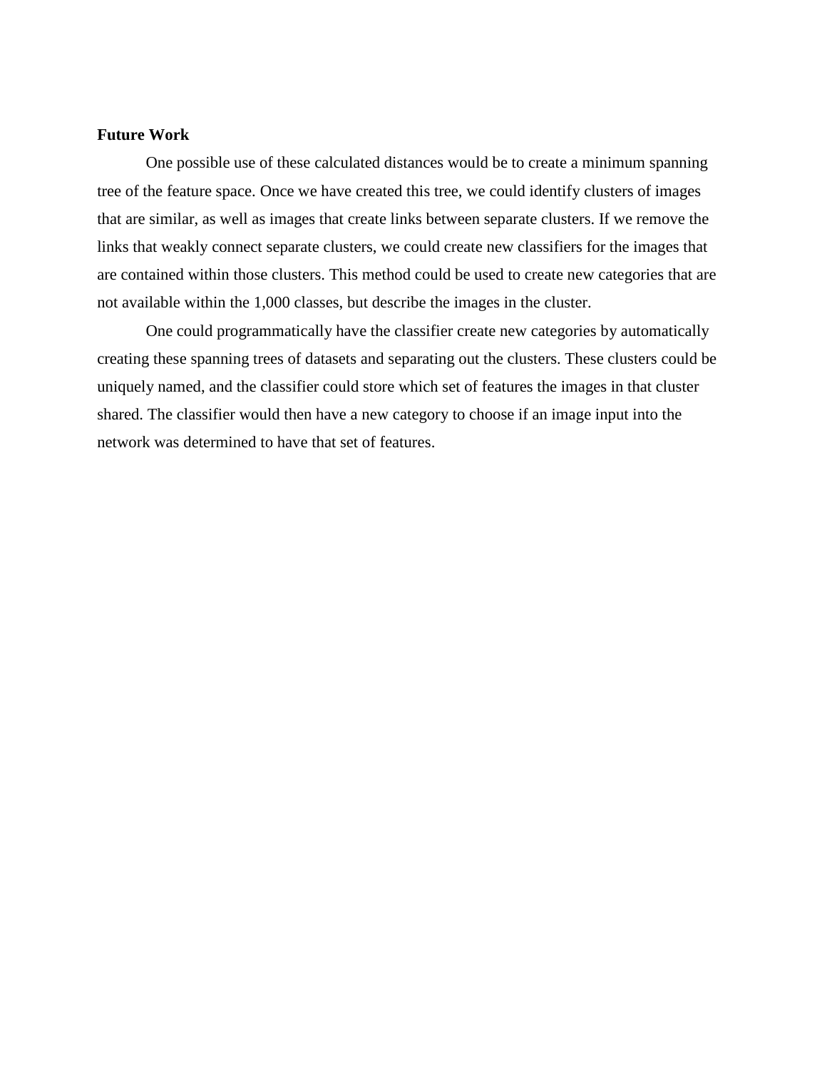## Future Work

One possible use of these calculated distances would be to create a minimum spanning tree of the feature space. Once we have created this tree, we could identify clusters of images that are similar, as well as images that create links between separate clusters. If we remove the links that weakly connect separate clusters, we could create new classifiers for the images that are contained within those clusters. This method could be used to create new categories that are not available within the 1,000 classes, but describe the images in the cluster.

One could programmatically have the classifier create new categories by automatically creating these spanning trees of datasets and separating out the clusters. These clusters could be uniquely named, and the classifier could store which set of features the images in that cluster shared. The classifier would then have a new category to choose if an image input into the network was determined to have that set of features.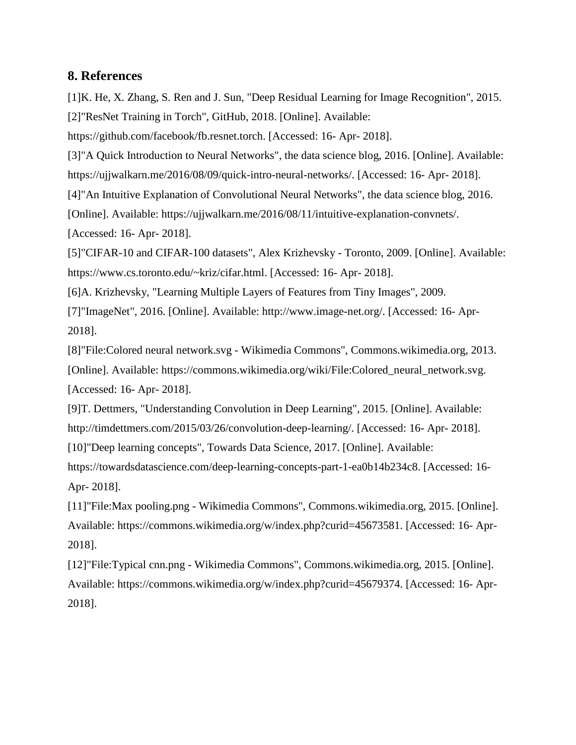## 8. References

[1]K. He, X. Zhang, S. Ren and J. Sun, "Deep Residual Learning for Image Recognition", 2015.

[2]"ResNet Training in Torch", GitHub, 2018. [Online]. Available: https://github.com/facebook/fb.resnet.torch. [Accessed: 16- Apr- 2018].

[3]"A Quick Introduction to Neural Networks", the data science blog, 2016. [Online]. Available: https://ujjwalkarn.me/2016/08/09/quick-intro-neural-networks/. [Accessed: 16- Apr- 2018].

[4]"An Intuitive Explanation of Convolutional Neural Networks", the data science blog, 2016. [Online]. Available: https://ujjwalkarn.me/2016/08/11/intuitive-explanation-convnets/. [Accessed: 16- Apr- 2018].

[5]"CIFAR-10 and CIFAR-100 datasets", Alex Krizhevsky - Toronto, 2009. [Online]. Available: https://www.cs.toronto.edu/~kriz/cifar.html. [Accessed: 16- Apr- 2018].

[6]A. Krizhevsky, "Learning Multiple Layers of Features from Tiny Images", 2009.

[7]"ImageNet", 2016. [Online]. Available: http://www.image-net.org/. [Accessed: 16- Apr- 2018].

[8]"File:Colored neural network.svg - Wikimedia Commons", Commons.wikimedia.org, 2013. [Online]. Available: https://commons.wikimedia.org/wiki/File:Colored_neural_network.svg. [Accessed: 16- Apr- 2018].

[9]T. Dettmers, "Understanding Convolution in Deep Learning", 2015. [Online]. Available: http://timdettmers.com/2015/03/26/convolution-deep-learning/. [Accessed: 16- Apr- 2018].

[10]"Deep learning concepts", Towards Data Science, 2017. [Online]. Available: https://towardsdatascience.com/deep-learning-concepts-part-1-ea0b14b234c8. [Accessed: 16- Apr- 2018].

[11]"File:Max pooling.png - Wikimedia Commons", Commons.wikimedia.org, 2015. [Online]. Available: https://commons.wikimedia.org/w/index.php?curid=45673581. [Accessed: 16- Apr- 2018].

[12]"File:Typical cnn.png - Wikimedia Commons", Commons.wikimedia.org, 2015. [Online]. Available: https://commons.wikimedia.org/w/index.php?curid=45679374. [Accessed: 16- Apr- 2018].